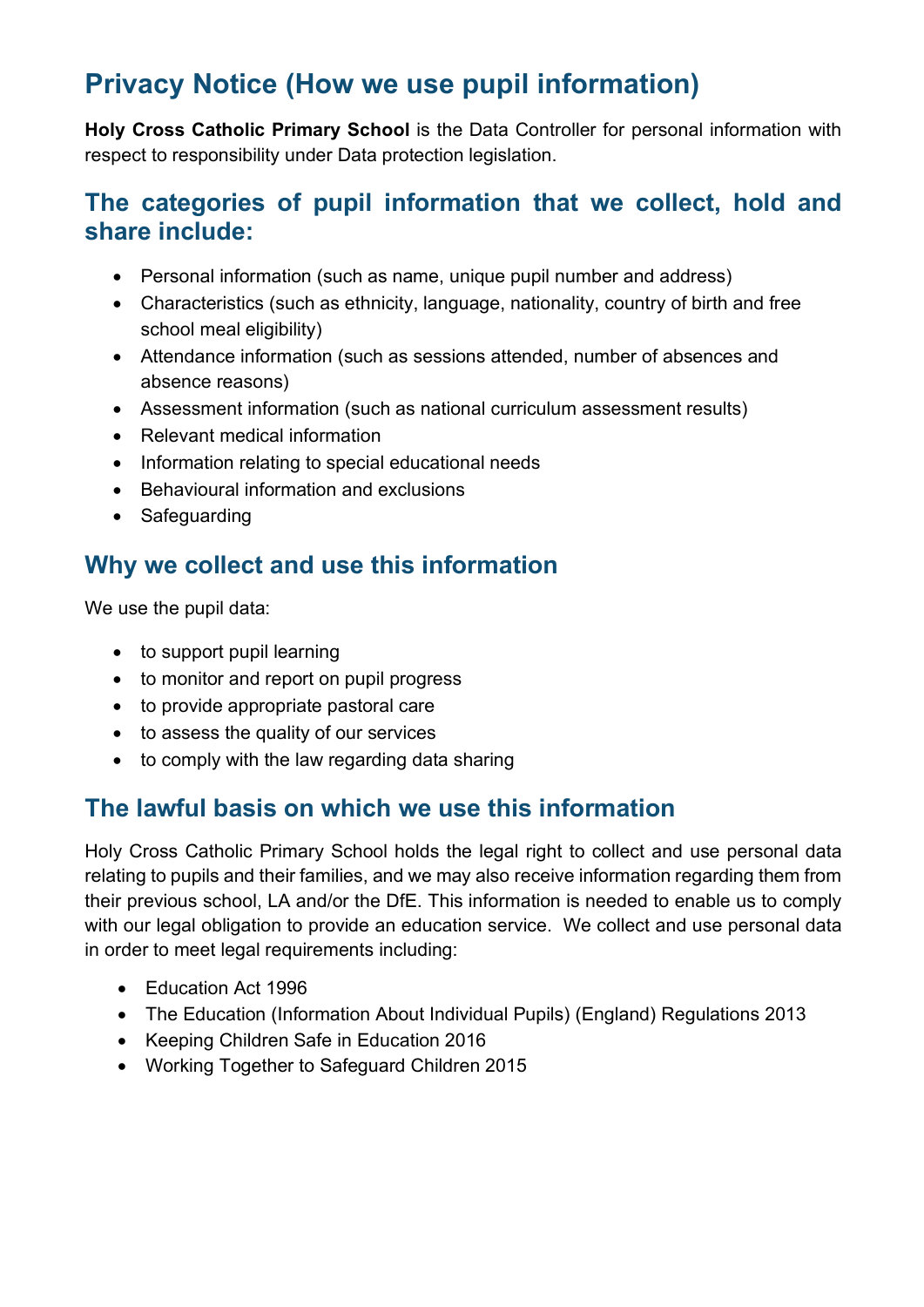# Privacy Notice (How we use pupil information)

**Holy Cross Catholic Primary School** is the Data Controller for personal information with respect to responsibility under Data protection legislation.

## The categories of pupil information that we collect, hold and share include:

- Personal information (such as name, unique pupil number and address)
- Characteristics (such as ethnicity, language, nationality, country of birth and free school meal eligibility)
- Attendance information (such as sessions attended, number of absences and absence reasons)
- Assessment information (such as national curriculum assessment results)
- Relevant medical information
- Information relating to special educational needs
- Behavioural information and exclusions
- Safeguarding

## Why we collect and use this information

We use the pupil data:

- to support pupil learning
- to monitor and report on pupil progress
- to provide appropriate pastoral care
- to assess the quality of our services
- to comply with the law regarding data sharing

## The lawful basis on which we use this information

Holy Cross Catholic Primary School holds the legal right to collect and use personal data relating to pupils and their families, and we may also receive information regarding them from their previous school, LA and/or the DfE. This information is needed to enable us to comply with our legal obligation to provide an education service. We collect and use personal data in order to meet legal requirements including:

- Education Act 1996
- The Education (Information About Individual Pupils) (England) Regulations 2013
- Keeping Children Safe in Education 2016
- Working Together to Safeguard Children 2015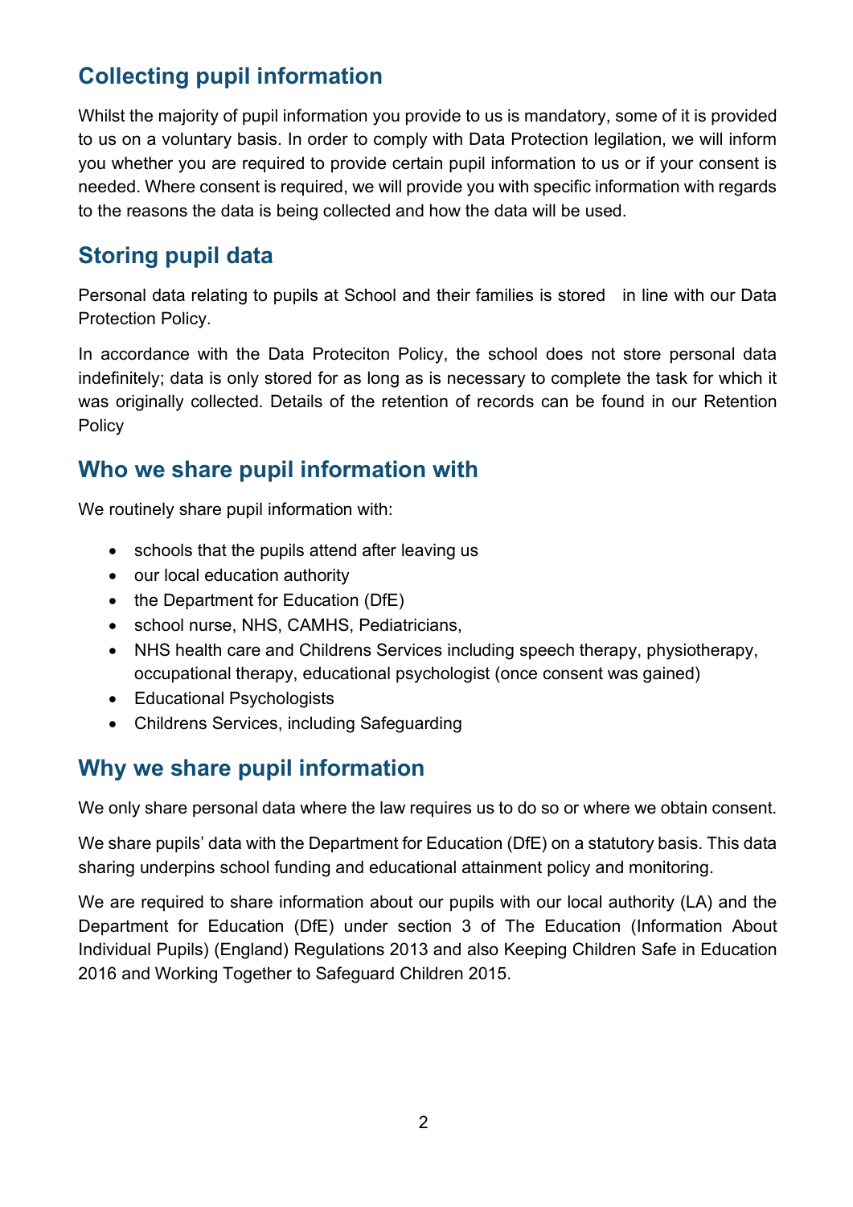## Collecting pupil information

Whilst the majority of pupil information you provide to us is mandatory, some of it is provided to us on a voluntary basis. In order to comply with Data Protection legilation, we will inform you whether you are required to provide certain pupil information to us or if your consent is needed. Where consent is required, we will provide you with specific information with regards to the reasons the data is being collected and how the data will be used.

## Storing pupil data

Personal data relating to pupils at School and their families is stored in line with our Data Protection Policy.

In accordance with the Data Proteciton Policy, the school does not store personal data indefinitely; data is only stored for as long as is necessary to complete the task for which it was originally collected. Details of the retention of records can be found in our Retention Policy

## Who we share pupil information with

We routinely share pupil information with:

- schools that the pupils attend after leaving us
- our local education authority
- the Department for Education (DfE)
- school nurse, NHS, CAMHS, Pediatricians,
- NHS health care and Childrens Services including speech therapy, physiotherapy, occupational therapy, educational psychologist (once consent was gained)
- Educational Psychologists
- Childrens Services, including Safeguarding

## Why we share pupil information

We only share personal data where the law requires us to do so or where we obtain consent.

We share pupils' data with the Department for Education (DfE) on a statutory basis. This data sharing underpins school funding and educational attainment policy and monitoring.

We are required to share information about our pupils with our local authority (LA) and the Department for Education (DfE) under section 3 of The Education (Information About Individual Pupils) (England) Regulations 2013 and also Keeping Children Safe in Education 2016 and Working Together to Safeguard Children 2015.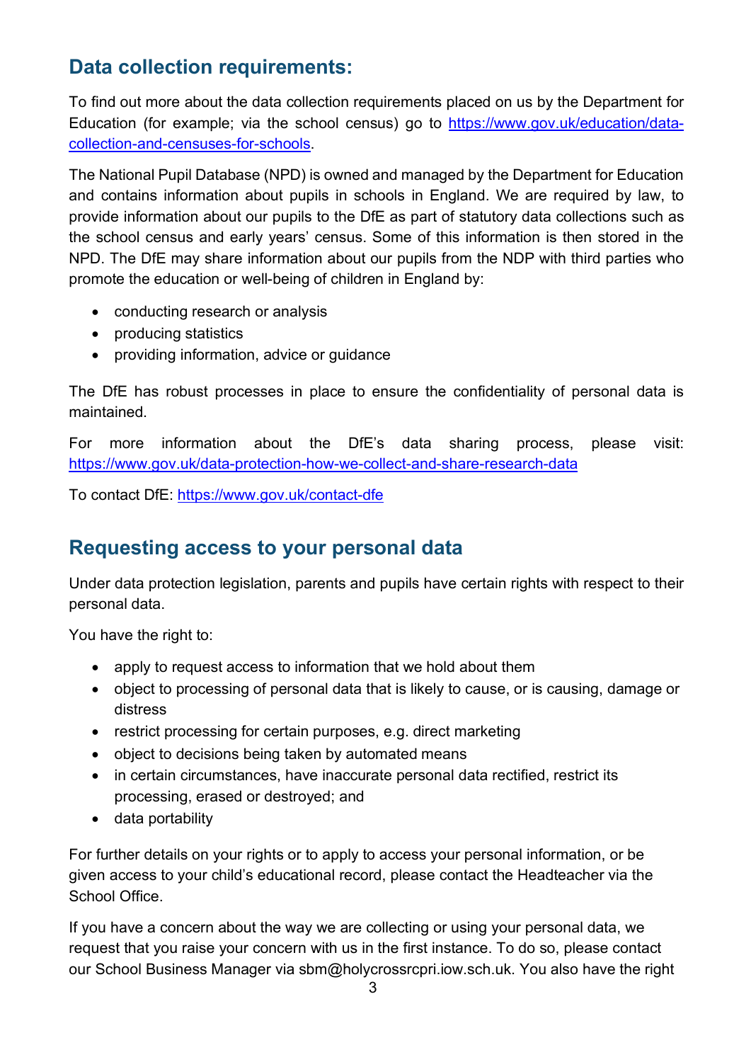## Data collection requirements:

To find out more about the data collection requirements placed on us by the Department for Education (for example; via the school census) go to [https://www.gov.uk/education/data-collection-and-censuses-for-schools](https://www.gov.uk/education/data-collection-and-censuses-for-schools).

The National Pupil Database (NPD) is owned and managed by the Department for Education and contains information about pupils in schools in England. We are required by law, to provide information about our pupils to the DfE as part of statutory data collections such as the school census and early years' census. Some of this information is then stored in the NPD. The DfE may share information about our pupils from the NDP with third parties who promote the education or well-being of children in England by:

- conducting research or analysis
- producing statistics
- providing information, advice or guidance

The DfE has robust processes in place to ensure the confidentiality of personal data is maintained.

For more information about the DfE's data sharing process, please visit: [https://www.gov.uk/data-protection-how-we-collect-and-share-research-data](https://www.gov.uk/data-protection-how-we-collect-and-share-research-data)

To contact DfE: [https://www.gov.uk/contact-dfe](https://www.gov.uk/contact-dfe)

## Requesting access to your personal data

Under data protection legislation, parents and pupils have certain rights with respect to their personal data.

You have the right to:

- apply to request access to information that we hold about them
- object to processing of personal data that is likely to cause, or is causing, damage or distress
- restrict processing for certain purposes, e.g. direct marketing
- object to decisions being taken by automated means
- in certain circumstances, have inaccurate personal data rectified, restrict its processing, erased or destroyed; and
- data portability

For further details on your rights or to apply to access your personal information, or be given access to your child's educational record, please contact the Headteacher via the School Office.

If you have a concern about the way we are collecting or using your personal data, we request that you raise your concern with us in the first instance. To do so, please contact our School Business Manager via sbm@holycrossrcpri.iow.sch.uk. You also have the right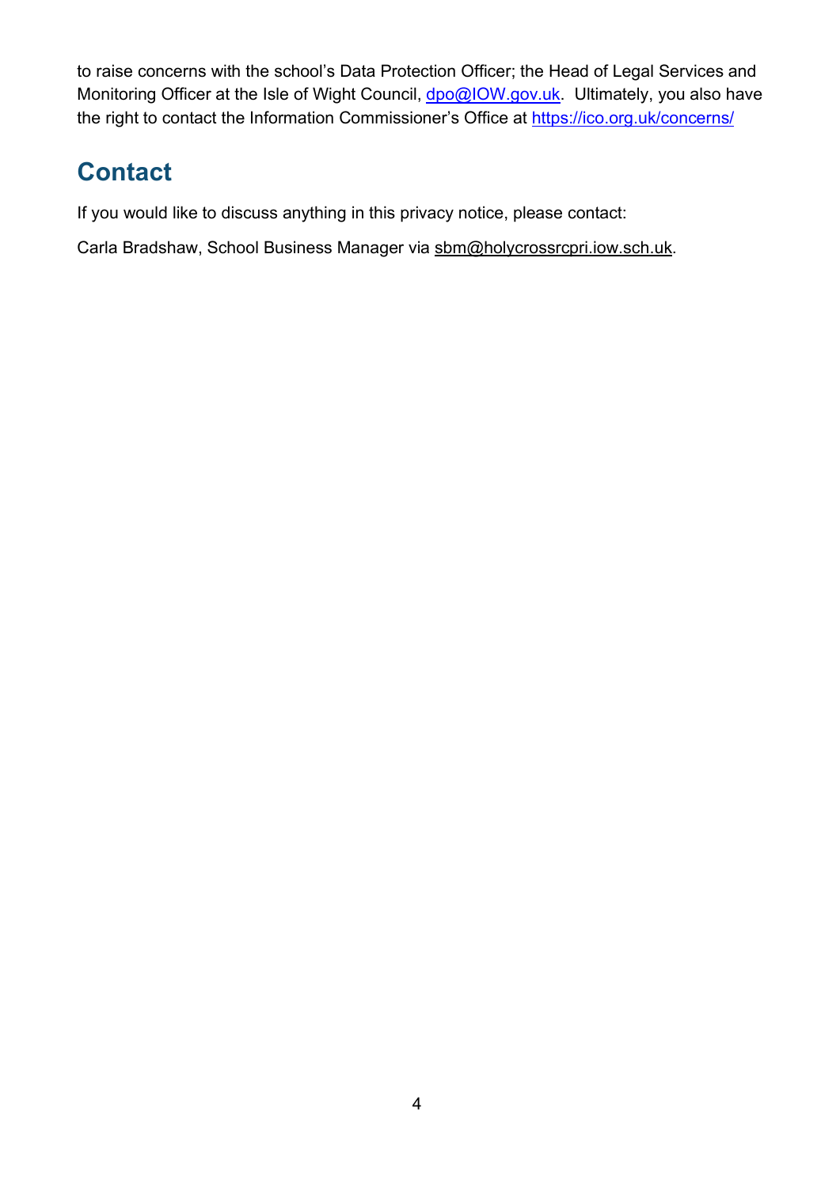to raise concerns with the school's Data Protection Officer; the Head of Legal Services and Monitoring Officer at the Isle of Wight Council, dpo@IOW.gov.uk. Ultimately, you also have the right to contact the Information Commissioner's Office at https://ico.org.uk/concerns/

## Contact

If you would like to discuss anything in this privacy notice, please contact:

Carla Bradshaw, School Business Manager via sbm@holycrossrcpri.iow.sch.uk.